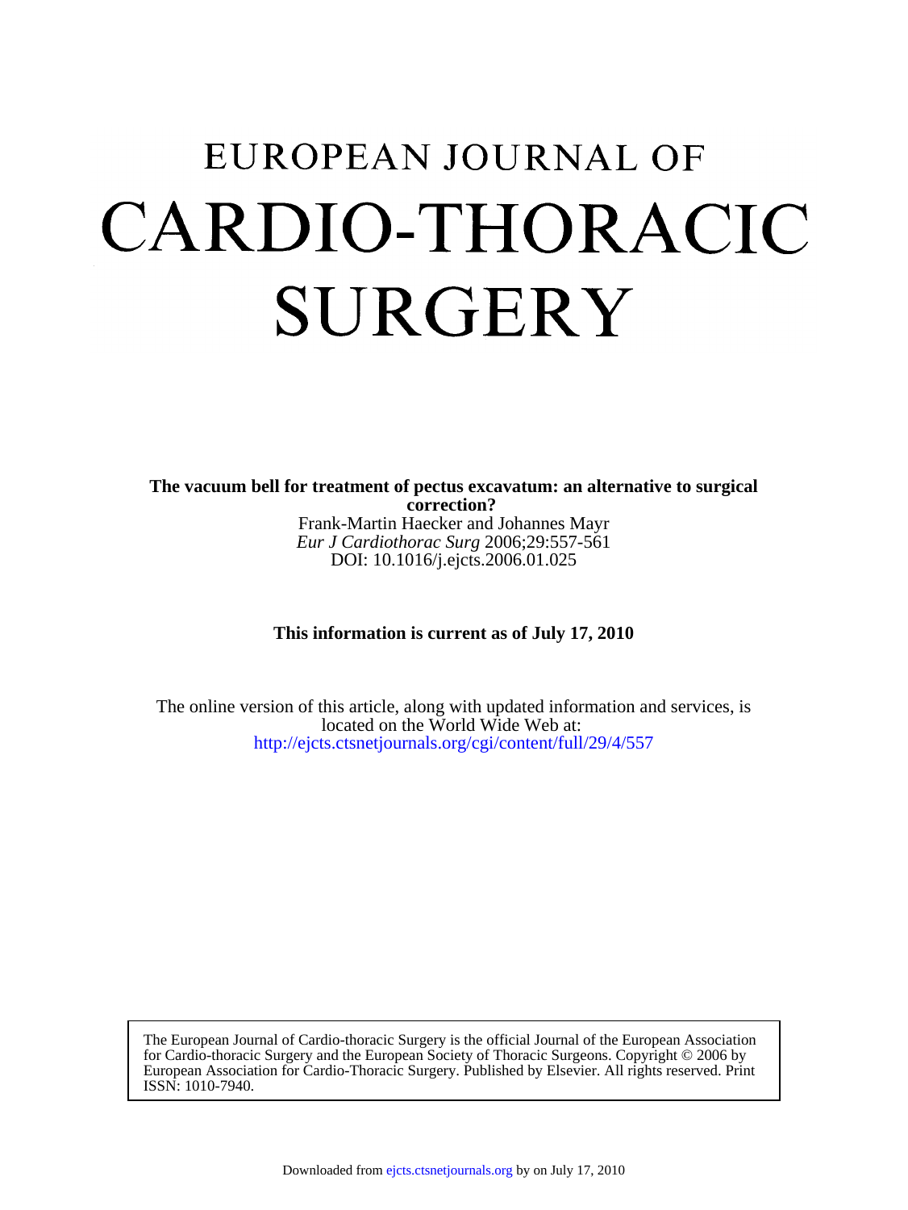# EUROPEAN JOURNAL OF CARDIO-THORACIC SURGERY

**The vacuum bell for treatment of pectus excavatum: an alternative to surgical correction?**

Frank-Martin Haecker and Johannes Mayr

*Eur J Cardiothorac Surg* 2006;29:557-561

DOI: 10.1016/j.ejcts.2006.01.025

**This information is current as of July 17, 2010**

The online version of this article, along with updated information and services, is located on the World Wide Web at:

http://ejcts.ctsnetjournals.org/cgi/content/full/29/4/557

The European Journal of Cardio-thoracic Surgery is the official Journal of the European Association for Cardio-thoracic Surgery and the European Society of Thoracic Surgeons. Copyright © 2006 by European Association for Cardio-Thoracic Surgery. Published by Elsevier. All rights reserved. Print ISSN: 1010-7940.

Downloaded from ejcts.ctsnetjournals.org by on July 17, 2010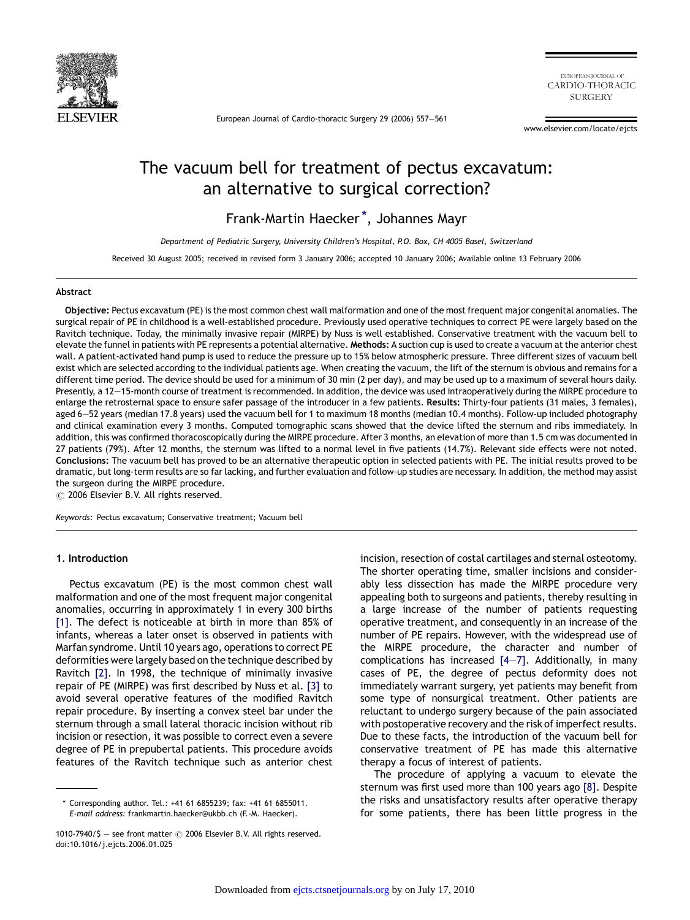# The vacuum bell for treatment of pectus excavatum: an alternative to surgical correction?

Frank-Martin Haecker *, Johannes Mayr

*Department of Pediatric Surgery, University Children's Hospital, P.O. Box, CH 4005 Basel, Switzerland*

Received 30 August 2005; received in revised form 3 January 2006; accepted 10 January 2006; Available online 13 February 2006

## Abstract

**Objective:** Pectus excavatum (PE) is the most common chest wall malformation and one of the most frequent major congenital anomalies. The surgical repair of PE in childhood is a well-established procedure. Previously used operative techniques to correct PE were largely based on the Ravitch technique. Today, the minimally invasive repair (MIRPE) by Nuss is well established. Conservative treatment with the vacuum bell to elevate the funnel in patients with PE represents a potential alternative. **Methods:** A suction cup is used to create a vacuum at the anterior chest wall. A patient-activated hand pump is used to reduce the pressure up to 15% below atmospheric pressure. Three different sizes of vacuum bell exist which are selected according to the individual patients age. When creating the vacuum, the lift of the sternum is obvious and remains for a different time period. The device should be used for a minimum of 30 min (2 per day), and may be used up to a maximum of several hours daily. Presently, a 12–15-month course of treatment is recommended. In addition, the device was used intraoperatively during the MIRPE procedure to enlarge the retrosternal space to ensure safer passage of the introducer in a few patients. **Results:** Thirty-four patients (31 males, 3 females), aged 6–52 years (median 17.8 years) used the vacuum bell for 1 to maximum 18 months (median 10.4 months). Follow-up included photography and clinical examination every 3 months. Computed tomographic scans showed that the device lifted the sternum and ribs immediately. In addition, this was confirmed thoracoscopically during the MIRPE procedure. After 3 months, an elevation of more than 1.5 cm was documented in 27 patients (79%). After 12 months, the sternum was lifted to a normal level in five patients (14.7%). Relevant side effects were not noted. **Conclusions:** The vacuum bell has proved to be an alternative therapeutic option in selected patients with PE. The initial results proved to be dramatic, but long-term results are so far lacking, and further evaluation and follow-up studies are necessary. In addition, the method may assist the surgeon during the MIRPE procedure.

© 2006 Elsevier B.V. All rights reserved.

*Keywords:* Pectus excavatum; Conservative treatment; Vacuum bell

## 1. Introduction

Pectus excavatum (PE) is the most common chest wall malformation and one of the most frequent major congenital anomalies, occurring in approximately 1 in every 300 births [1]. The defect is noticeable at birth in more than 85% of infants, whereas a later onset is observed in patients with Marfan syndrome. Until 10 years ago, operations to correct PE deformities were largely based on the technique described by Ravitch [2]. In 1998, the technique of minimally invasive repair of PE (MIRPE) was first described by Nuss et al. [3] to avoid several operative features of the modified Ravitch repair procedure. By inserting a convex steel bar under the sternum through a small lateral thoracic incision without rib incision or resection, it was possible to correct even a severe degree of PE in prepubertal patients. This procedure avoids features of the Ravitch technique such as anterior chest incision, resection of costal cartilages and sternal osteotomy. The shorter operating time, smaller incisions and considerably less dissection has made the MIRPE procedure very appealing both to surgeons and patients, thereby resulting in a large increase of the number of patients requesting operative treatment, and consequently in an increase of the number of PE repairs. However, with the widespread use of the MIRPE procedure, the character and number of complications has increased [4–7]. Additionally, in many cases of PE, the degree of pectus deformity does not immediately warrant surgery, yet patients may benefit from some type of nonsurgical treatment. Other patients are reluctant to undergo surgery because of the pain associated with postoperative recovery and the risk of imperfect results. Due to these facts, the introduction of the vacuum bell for conservative treatment of PE has made this alternative therapy a focus of interest of patients.

The procedure of applying a vacuum to elevate the sternum was first used more than 100 years ago [8]. Despite the risks and unsatisfactory results after operative therapy for some patients, there has been little progress in the

* Corresponding author. Tel.: +41 61 6855239; fax: +41 61 6855011. *E-mail address:* frankmartin.haecker@ukbb.ch (F.-M. Haecker).

1010-7940/$ — see front matter © 2006 Elsevier B.V. All rights reserved.
doi:10.1016/j.ejcts.2006.01.025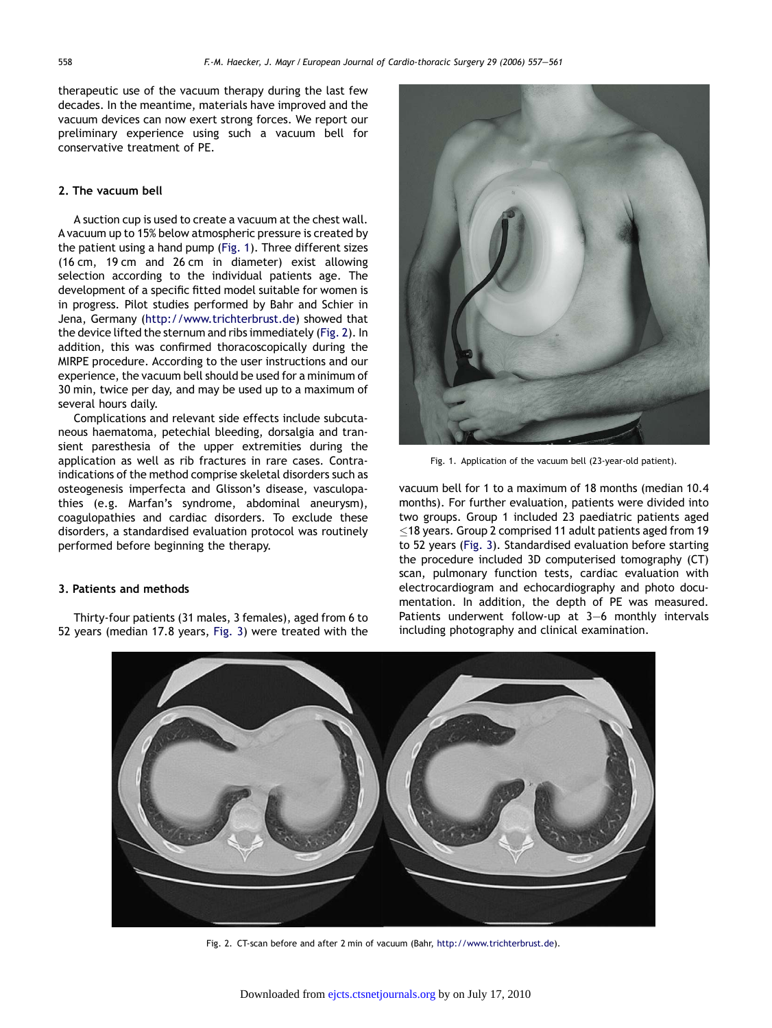therapeutic use of the vacuum therapy during the last few decades. In the meantime, materials have improved and the vacuum devices can now exert strong forces. We report our preliminary experience using such a vacuum bell for conservative treatment of PE.

## 2. The vacuum bell

A suction cup is used to create a vacuum at the chest wall. A vacuum up to 15% below atmospheric pressure is created by the patient using a hand pump (Fig. 1). Three different sizes (16 cm, 19 cm and 26 cm in diameter) exist allowing selection according to the individual patients age. The development of a specific fitted model suitable for women is in progress. Pilot studies performed by Bahr and Schier in Jena, Germany (http://www.trichterbrust.de) showed that the device lifted the sternum and ribs immediately (Fig. 2). In addition, this was confirmed thoracoscopically during the MIRPE procedure. According to the user instructions and our experience, the vacuum bell should be used for a minimum of 30 min, twice per day, and may be used up to a maximum of several hours daily.

Complications and relevant side effects include subcutaneous haematoma, petechial bleeding, dorsalgia and transient paresthesia of the upper extremities during the application as well as rib fractures in rare cases. Contraindications of the method comprise skeletal disorders such as osteogenesis imperfecta and Glisson's disease, vasculopathies (e.g. Marfan's syndrome, abdominal aneurysm), coagulopathies and cardiac disorders. To exclude these disorders, a standardised evaluation protocol was routinely performed before beginning the therapy.

## 3. Patients and methods

Thirty-four patients (31 males, 3 females), aged from 6 to 52 years (median 17.8 years, Fig. 3) were treated with the vacuum bell for 1 to a maximum of 18 months (median 10.4 months). For further evaluation, patients were divided into two groups. Group 1 included 23 paediatric patients aged ≤18 years. Group 2 comprised 11 adult patients aged from 19 to 52 years (Fig. 3). Standardised evaluation before starting the procedure included 3D computerised tomography (CT) scan, pulmonary function tests, cardiac evaluation with electrocardiogram and echocardiography and photo documentation. In addition, the depth of PE was measured. Patients underwent follow-up at 3–6 monthly intervals including photography and clinical examination.

Fig. 1. Application of the vacuum bell (23-year-old patient).

Fig. 2. CT-scan before and after 2 min of vacuum (Bahr, http://www.trichterbrust.de).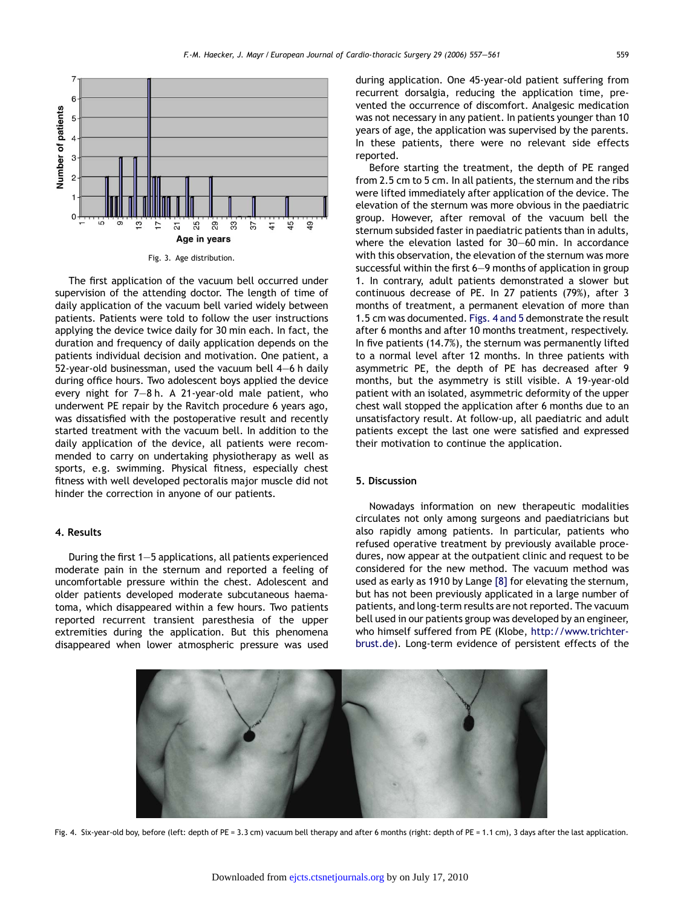Fig. 3. Age distribution.

The first application of the vacuum bell occurred under supervision of the attending doctor. The length of time of daily application of the vacuum bell varied widely between patients. Patients were told to follow the user instructions applying the device twice daily for 30 min each. In fact, the duration and frequency of daily application depends on the patients individual decision and motivation. One patient, a 52-year-old businessman, used the vacuum bell 4–6 h daily during office hours. Two adolescent boys applied the device every night for 7–8 h. A 21-year-old male patient, who underwent PE repair by the Ravitch procedure 6 years ago, was dissatisfied with the postoperative result and recently started treatment with the vacuum bell. In addition to the daily application of the device, all patients were recommended to carry on undertaking physiotherapy as well as sports, e.g. swimming. Physical fitness, especially chest fitness with well developed pectoralis major muscle did not hinder the correction in anyone of our patients.

## 4. Results

During the first 1–5 applications, all patients experienced moderate pain in the sternum and reported a feeling of uncomfortable pressure within the chest. Adolescent and older patients developed moderate subcutaneous haematoma, which disappeared within a few hours. Two patients reported recurrent transient paresthesia of the upper extremities during the application. But this phenomena disappeared when lower atmospheric pressure was used during application. One 45-year-old patient suffering from recurrent dorsalgia, reducing the application time, prevented the occurrence of discomfort. Analgesic medication was not necessary in any patient. In patients younger than 10 years of age, the application was supervised by the parents. In these patients, there were no relevant side effects reported.

Before starting the treatment, the depth of PE ranged from 2.5 cm to 5 cm. In all patients, the sternum and the ribs were lifted immediately after application of the device. The elevation of the sternum was more obvious in the paediatric group. However, after removal of the vacuum bell the sternum subsided faster in paediatric patients than in adults, where the elevation lasted for 30–60 min. In accordance with this observation, the elevation of the sternum was more successful within the first 6–9 months of application in group 1. In contrary, adult patients demonstrated a slower but continuous decrease of PE. In 27 patients (79%), after 3 months of treatment, a permanent elevation of more than 1.5 cm was documented. Figs. 4 and 5 demonstrate the result after 6 months and after 10 months treatment, respectively. In five patients (14.7%), the sternum was permanently lifted to a normal level after 12 months. In three patients with asymmetric PE, the depth of PE has decreased after 9 months, but the asymmetry is still visible. A 19-year-old patient with an isolated, asymmetric deformity of the upper chest wall stopped the application after 6 months due to an unsatisfactory result. At follow-up, all paediatric and adult patients except the last one were satisfied and expressed their motivation to continue the application.

## 5. Discussion

Nowadays information on new therapeutic modalities circulates not only among surgeons and paediatricians but also rapidly among patients. In particular, patients who refused operative treatment by previously available procedures, now appear at the outpatient clinic and request to be considered for the new method. The vacuum method was used as early as 1910 by Lange [8] for elevating the sternum, but has not been previously applicated in a large number of patients, and long-term results are not reported. The vacuum bell used in our patients group was developed by an engineer, who himself suffered from PE (Klobe, http://www.trichter-brust.de). Long-term evidence of persistent effects of the

Fig. 4. Six-year-old boy, before (left: depth of PE = 3.3 cm) vacuum bell therapy and after 6 months (right: depth of PE = 1.1 cm), 3 days after the last application.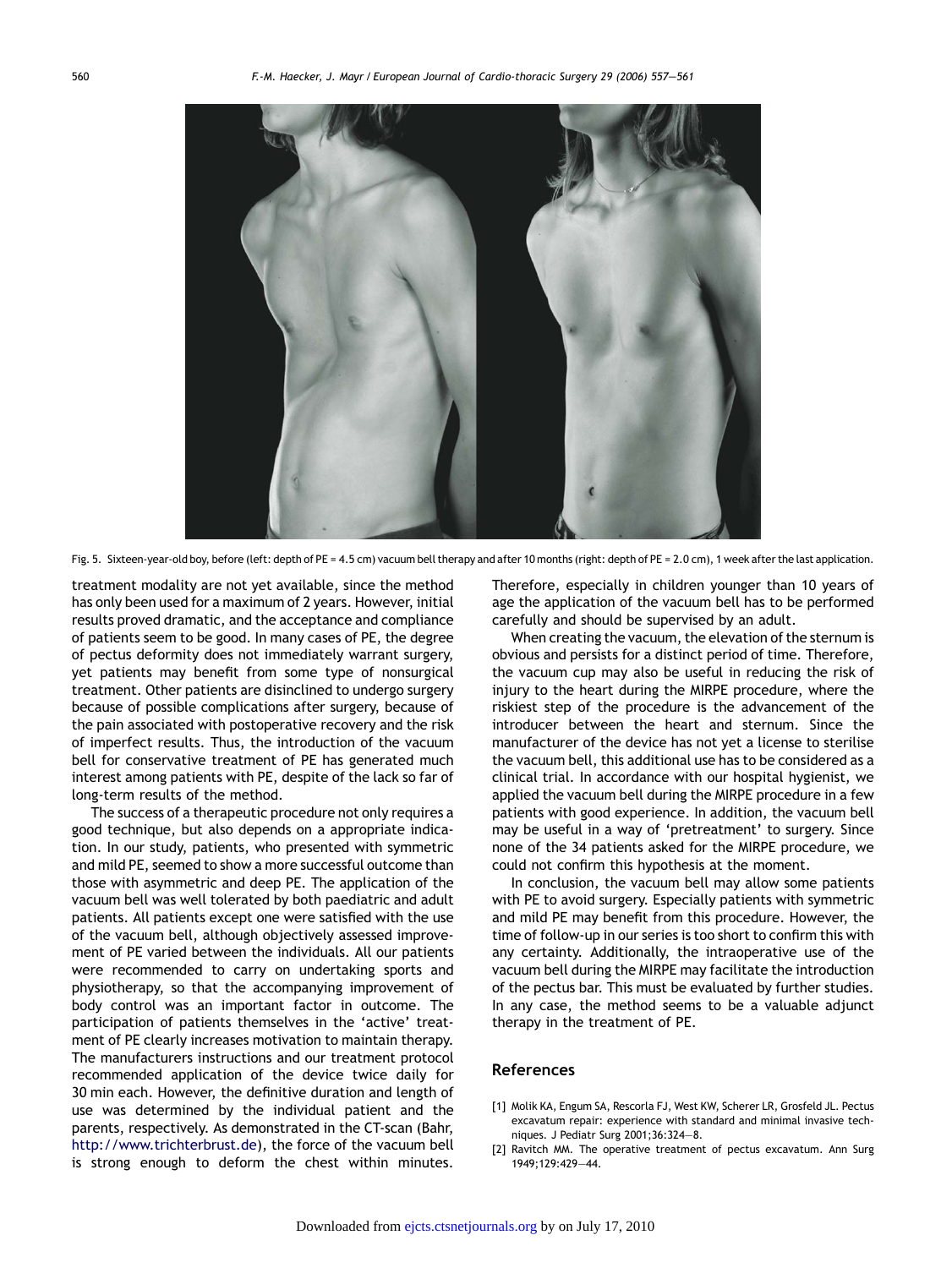Fig. 5. Sixteen-year-old boy, before (left: depth of PE = 4.5 cm) vacuum bell therapy and after 10 months (right: depth of PE = 2.0 cm), 1 week after the last application.

treatment modality are not yet available, since the method has only been used for a maximum of 2 years. However, initial results proved dramatic, and the acceptance and compliance of patients seem to be good. In many cases of PE, the degree of pectus deformity does not immediately warrant surgery, yet patients may benefit from some type of nonsurgical treatment. Other patients are disinclined to undergo surgery because of possible complications after surgery, because of the pain associated with postoperative recovery and the risk of imperfect results. Thus, the introduction of the vacuum bell for conservative treatment of PE has generated much interest among patients with PE, despite of the lack so far of long-term results of the method.

The success of a therapeutic procedure not only requires a good technique, but also depends on a appropriate indication. In our study, patients, who presented with symmetric and mild PE, seemed to show a more successful outcome than those with asymmetric and deep PE. The application of the vacuum bell was well tolerated by both paediatric and adult patients. All patients except one were satisfied with the use of the vacuum bell, although objectively assessed improvement of PE varied between the individuals. All our patients were recommended to carry on undertaking sports and physiotherapy, so that the accompanying improvement of body control was an important factor in outcome. The participation of patients themselves in the 'active' treatment of PE clearly increases motivation to maintain therapy. The manufacturers instructions and our treatment protocol recommended application of the device twice daily for 30 min each. However, the definitive duration and length of use was determined by the individual patient and the parents, respectively. As demonstrated in the CT-scan (Bahr, http://www.trichterbrust.de), the force of the vacuum bell is strong enough to deform the chest within minutes. Therefore, especially in children younger than 10 years of age the application of the vacuum bell has to be performed carefully and should be supervised by an adult.

When creating the vacuum, the elevation of the sternum is obvious and persists for a distinct period of time. Therefore, the vacuum cup may also be useful in reducing the risk of injury to the heart during the MIRPE procedure, where the riskiest step of the procedure is the advancement of the introducer between the heart and sternum. Since the manufacturer of the device has not yet a license to sterilise the vacuum bell, this additional use has to be considered as a clinical trial. In accordance with our hospital hygienist, we applied the vacuum bell during the MIRPE procedure in a few patients with good experience. In addition, the vacuum bell may be useful in a way of 'pretreatment' to surgery. Since none of the 34 patients asked for the MIRPE procedure, we could not confirm this hypothesis at the moment.

In conclusion, the vacuum bell may allow some patients with PE to avoid surgery. Especially patients with symmetric and mild PE may benefit from this procedure. However, the time of follow-up in our series is too short to confirm this with any certainty. Additionally, the intraoperative use of the vacuum bell during the MIRPE may facilitate the introduction of the pectus bar. This must be evaluated by further studies. In any case, the method seems to be a valuable adjunct therapy in the treatment of PE.

## References

[1] Molik KA, Engum SA, Rescorla FJ, West KW, Scherer LR, Grosfeld JL. Pectus excavatum repair: experience with standard and minimal invasive techniques. J Pediatr Surg 2001;36:324–8.

[2] Ravitch MM. The operative treatment of pectus excavatum. Ann Surg 1949;129:429–44.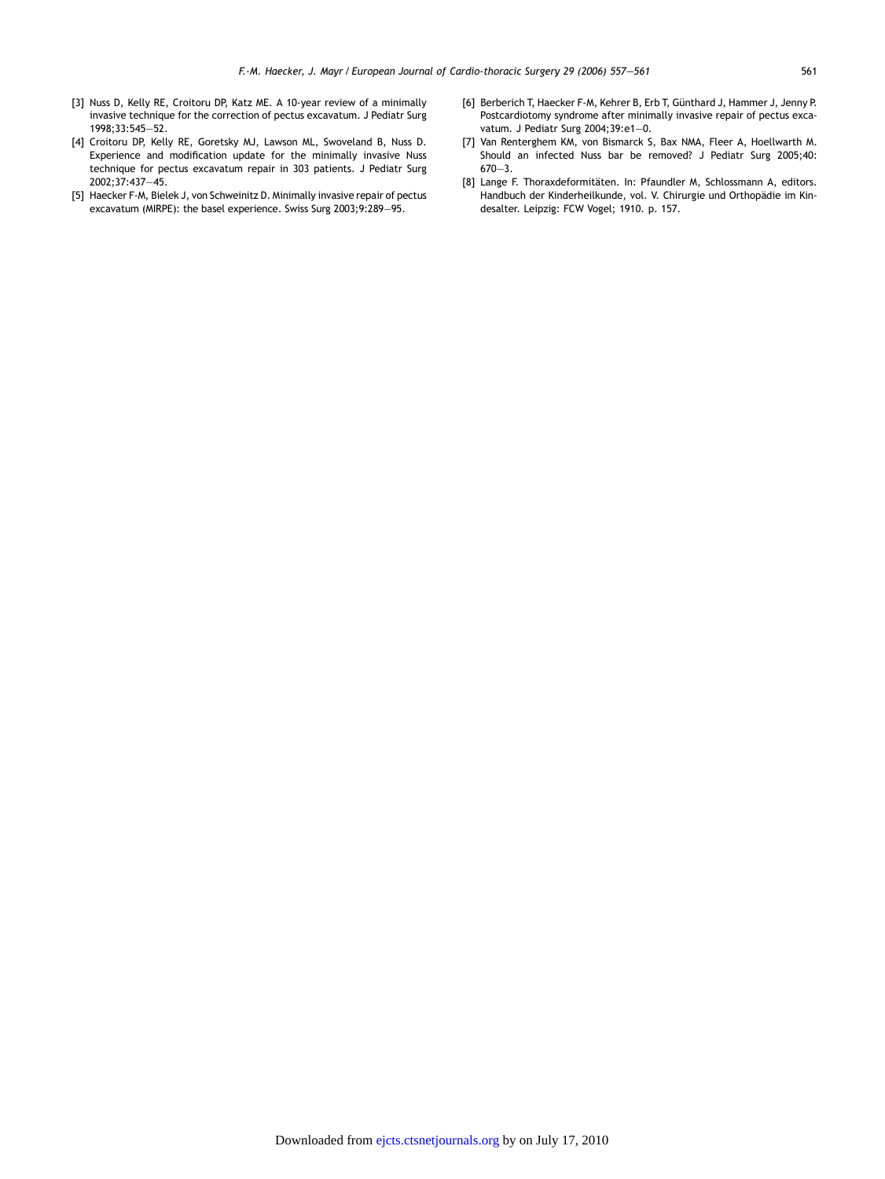[3] Nuss D, Kelly RE, Croitoru DP, Katz ME. A 10-year review of a minimally invasive technique for the correction of pectus excavatum. J Pediatr Surg 1998;33:545—52.

[4] Croitoru DP, Kelly RE, Goretsky MJ, Lawson ML, Swoveland B, Nuss D. Experience and modification update for the minimally invasive Nuss technique for pectus excavatum repair in 303 patients. J Pediatr Surg 2002;37:437—45.

[5] Haecker F-M, Bielek J, von Schweinitz D. Minimally invasive repair of pectus excavatum (MIRPE): the basel experience. Swiss Surg 2003;9:289—95.

[6] Berberich T, Haecker F-M, Kehrer B, Erb T, Günthard J, Hammer J, Jenny P. Postcardiotomy syndrome after minimally invasive repair of pectus excavatum. J Pediatr Surg 2004;39:e1—0.

[7] Van Renterghem KM, von Bismarck S, Bax NMA, Fleer A, Hoellwarth M. Should an infected Nuss bar be removed? J Pediatr Surg 2005;40:670—3.

[8] Lange F. Thoraxdeformitäten. In: Pfaundler M, Schlossmann A, editors. Handbuch der Kinderheilkunde, vol. V. Chirurgie und Orthopädie im Kindesalter. Leipzig: FCW Vogel; 1910. p. 157.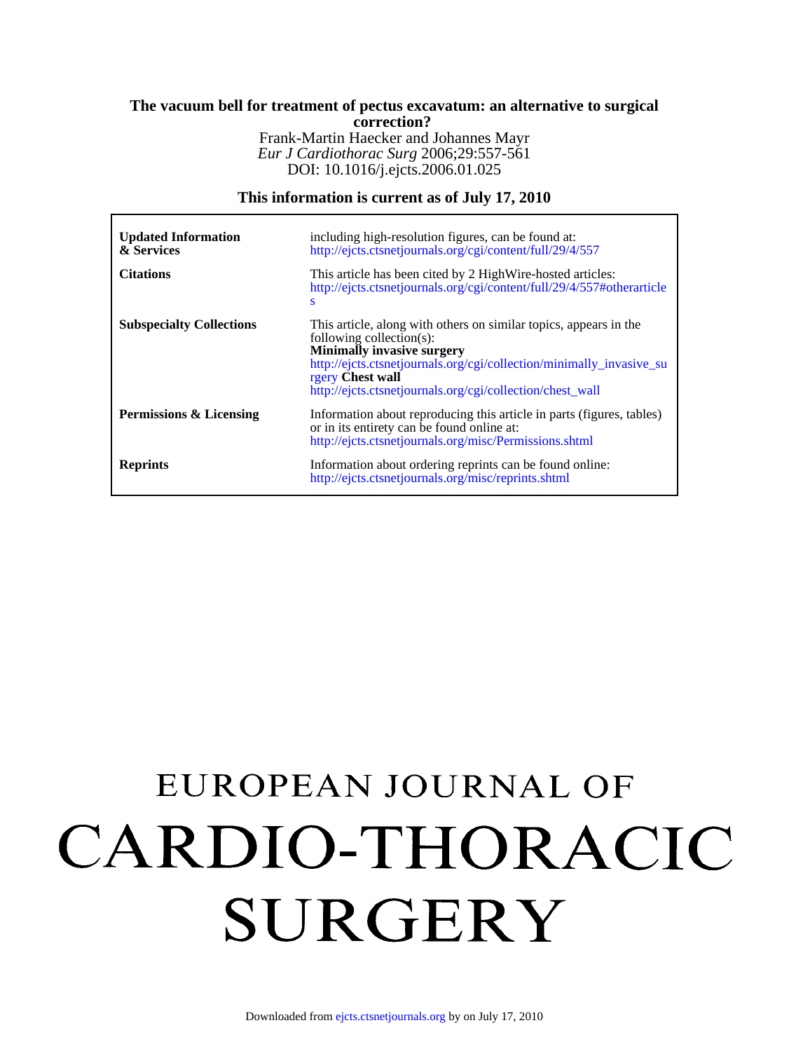**The vacuum bell for treatment of pectus excavatum: an alternative to surgical correction?**

Frank-Martin Haecker and Johannes Mayr

*Eur J Cardiothorac Surg* 2006;29:557-561

DOI: 10.1016/j.ejcts.2006.01.025

**This information is current as of July 17, 2010**

| | |
|---|---|
| **Updated Information & Services** | including high-resolution figures, can be found at: http://ejcts.ctsnetjournals.org/cgi/content/full/29/4/557 |
| **Citations** | This article has been cited by 2 HighWire-hosted articles: http://ejcts.ctsnetjournals.org/cgi/content/full/29/4/557#otherarticles |
| **Subspecialty Collections** | This article, along with others on similar topics, appears in the following collection(s): **Minimally invasive surgery** http://ejcts.ctsnetjournals.org/cgi/collection/minimally_invasive_surgery **Chest wall** http://ejcts.ctsnetjournals.org/cgi/collection/chest_wall |
| **Permissions & Licensing** | Information about reproducing this article in parts (figures, tables) or in its entirety can be found online at: http://ejcts.ctsnetjournals.org/misc/Permissions.shtml |
| **Reprints** | Information about ordering reprints can be found online: http://ejcts.ctsnetjournals.org/misc/reprints.shtml |

EUROPEAN JOURNAL OF

CARDIO-THORACIC SURGERY

Downloaded from ejcts.ctsnetjournals.org by on July 17, 2010